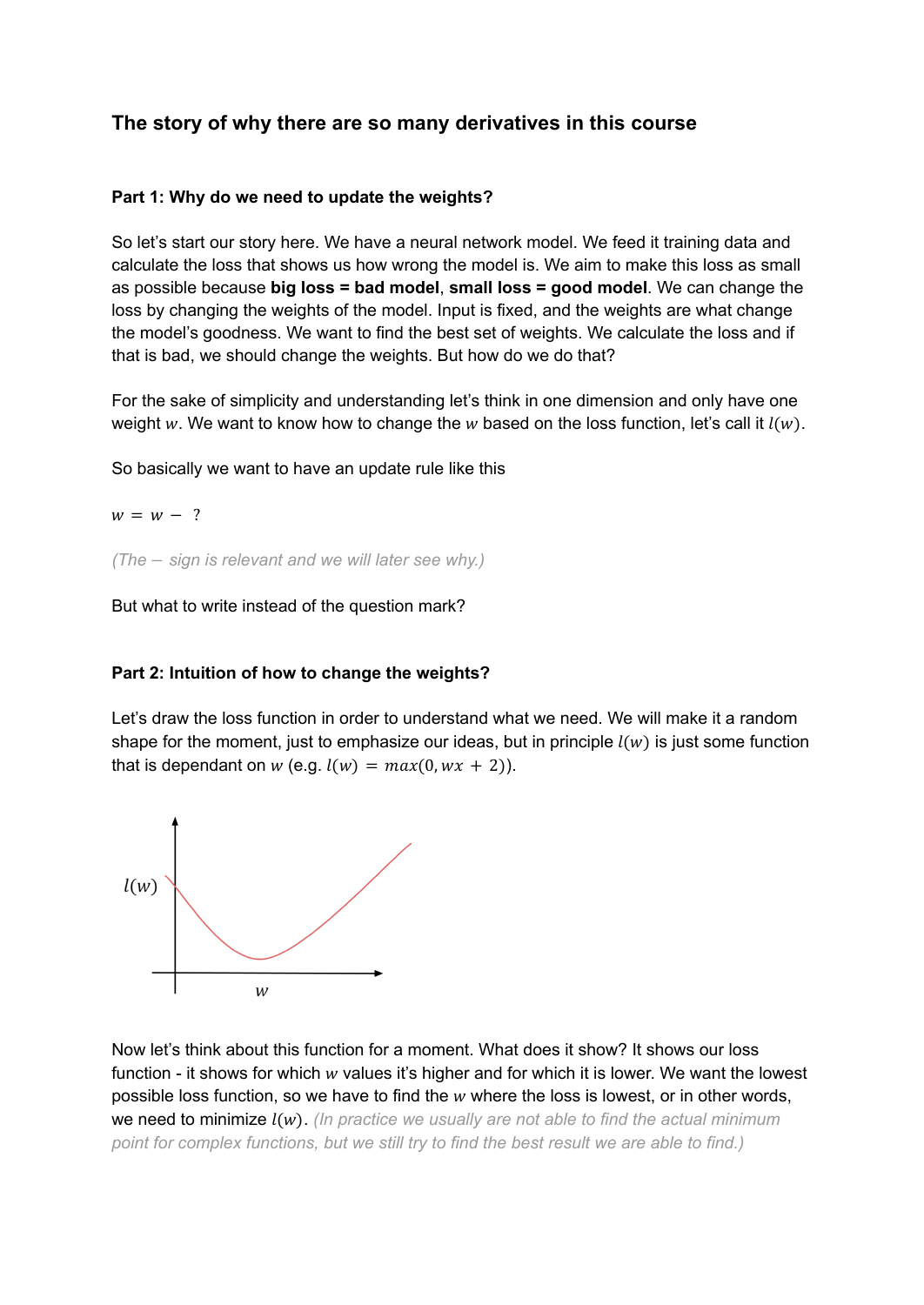# The story of why there are so many derivatives in this course

## Part 1: Why do we need to update the weights?

So let's start our story here. We have a neural network model. We feed it training data and calculate the loss that shows us how wrong the model is. We aim to make this loss as small as possible because **big loss = bad model**, **small loss = good model**. We can change the loss by changing the weights of the model. Input is fixed, and the weights are what change the model's goodness. We want to find the best set of weights. We calculate the loss and if that is bad, we should change the weights. But how do we do that?

For the sake of simplicity and understanding let's think in one dimension and only have one weight $w$. We want to know how to change the $w$ based on the loss function, let's call it $l(w)$.

So basically we want to have an update rule like this

$w = w - \ ?$

*(The $-$ sign is relevant and we will later see why.)*

But what to write instead of the question mark?

## Part 2: Intuition of how to change the weights?

Let's draw the loss function in order to understand what we need. We will make it a random shape for the moment, just to emphasize our ideas, but in principle $l(w)$ is just some function that is dependant on $w$ (e.g. $l(w) = max(0, wx + 2)$).

Now let's think about this function for a moment. What does it show? It shows our loss function - it shows for which $w$ values it's higher and for which it is lower. We want the lowest possible loss function, so we have to find the $w$ where the loss is lowest, or in other words, we need to minimize $l(w)$. *(In practice we usually are not able to find the actual minimum point for complex functions, but we still try to find the best result we are able to find.)*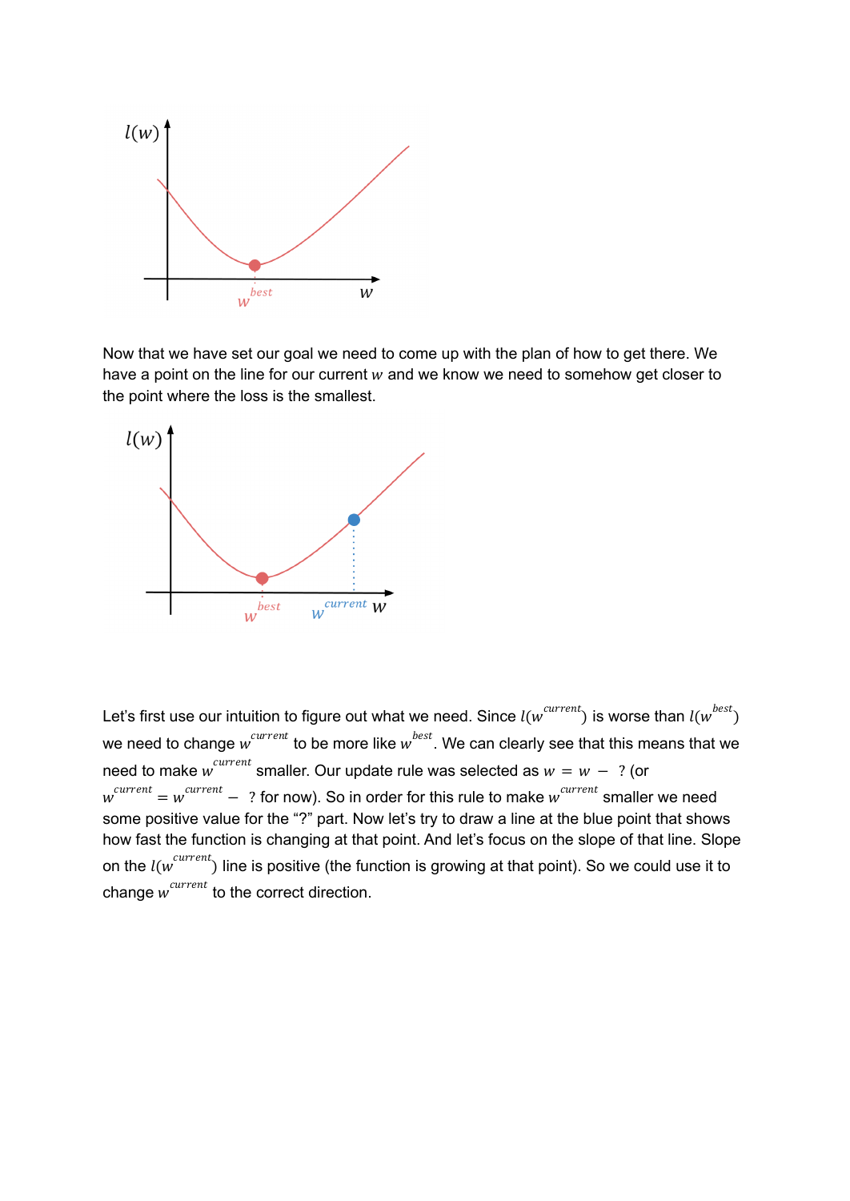Now that we have set our goal we need to come up with the plan of how to get there. We have a point on the line for our current $w$ and we know we need to somehow get closer to the point where the loss is the smallest.

Let's first use our intuition to figure out what we need. Since $l(w^{current})$ is worse than $l(w^{best})$ we need to change $w^{current}$ to be more like $w^{best}$. We can clearly see that this means that we need to make $w^{current}$ smaller. Our update rule was selected as $w = w - ?$ (or $w^{current} = w^{current} - ?$ for now). So in order for this rule to make $w^{current}$ smaller we need some positive value for the "?" part. Now let's try to draw a line at the blue point that shows how fast the function is changing at that point. And let's focus on the slope of that line. Slope on the $l(w^{current})$ line is positive (the function is growing at that point). So we could use it to change $w^{current}$ to the correct direction.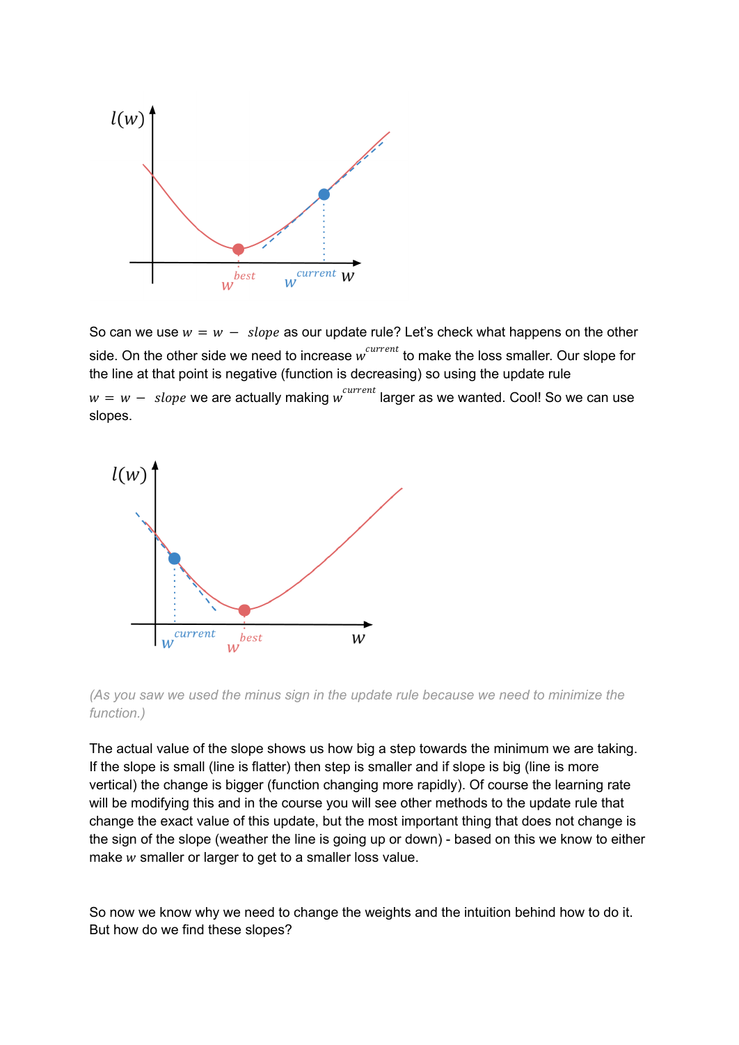So can we use $w = w - slope$ as our update rule? Let's check what happens on the other side. On the other side we need to increase $w^{current}$ to make the loss smaller. Our slope for the line at that point is negative (function is decreasing) so using the update rule $w = w - slope$ we are actually making $w^{current}$ larger as we wanted. Cool! So we can use slopes.

*(As you saw we used the minus sign in the update rule because we need to minimize the function.)*

The actual value of the slope shows us how big a step towards the minimum we are taking. If the slope is small (line is flatter) then step is smaller and if slope is big (line is more vertical) the change is bigger (function changing more rapidly). Of course the learning rate will be modifying this and in the course you will see other methods to the update rule that change the exact value of this update, but the most important thing that does not change is the sign of the slope (weather the line is going up or down) - based on this we know to either make $w$ smaller or larger to get to a smaller loss value.

So now we know why we need to change the weights and the intuition behind how to do it. But how do we find these slopes?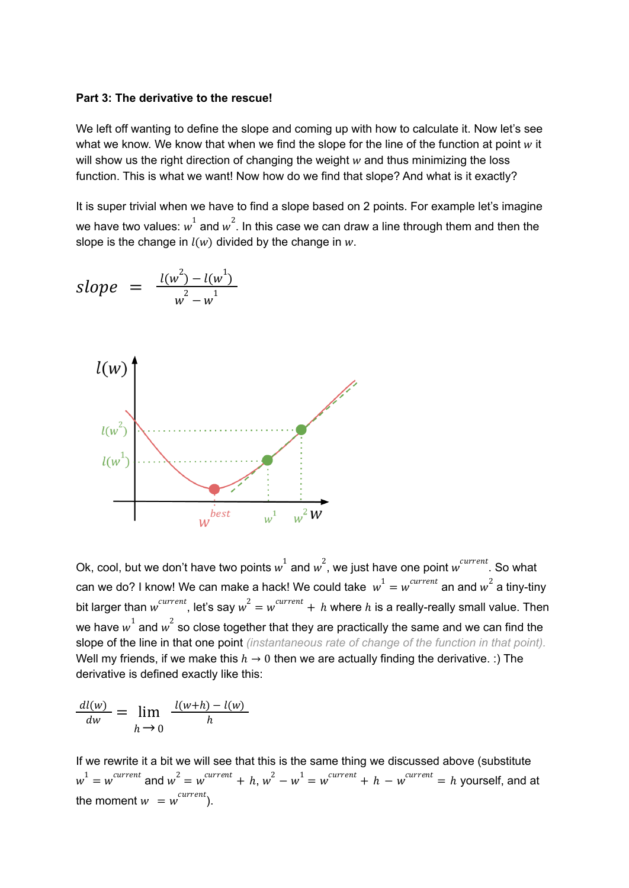**Part 3: The derivative to the rescue!**

We left off wanting to define the slope and coming up with how to calculate it. Now let's see what we know. We know that when we find the slope for the line of the function at point $w$ it will show us the right direction of changing the weight $w$ and thus minimizing the loss function. This is what we want! Now how do we find that slope? And what is it exactly?

It is super trivial when we have to find a slope based on 2 points. For example let's imagine we have two values: $w^1$ and $w^2$. In this case we can draw a line through them and then the slope is the change in $l(w)$ divided by the change in $w$.

$$slope = \frac{l(w^2) - l(w^1)}{w^2 - w^1}$$

Ok, cool, but we don't have two points $w^1$ and $w^2$, we just have one point $w^{current}$. So what can we do? I know! We can make a hack! We could take $w^1 = w^{current}$ an and $w^2$ a tiny-tiny bit larger than $w^{current}$, let's say $w^2 = w^{current} + h$ where $h$ is a really-really small value. Then we have $w^1$ and $w^2$ so close together that they are practically the same and we can find the slope of the line in that one point *(instantaneous rate of change of the function in that point).* Well my friends, if we make this $h \rightarrow 0$ then we are actually finding the derivative. :) The derivative is defined exactly like this:

$$\frac{dl(w)}{dw} = \lim_{h \rightarrow 0} \frac{l(w+h) - l(w)}{h}$$

If we rewrite it a bit we will see that this is the same thing we discussed above (substitute $w^1 = w^{current}$ and $w^2 = w^{current} + h$, $w^2 - w^1 = w^{current} + h - w^{current} = h$ yourself, and at the moment $w = w^{current}$).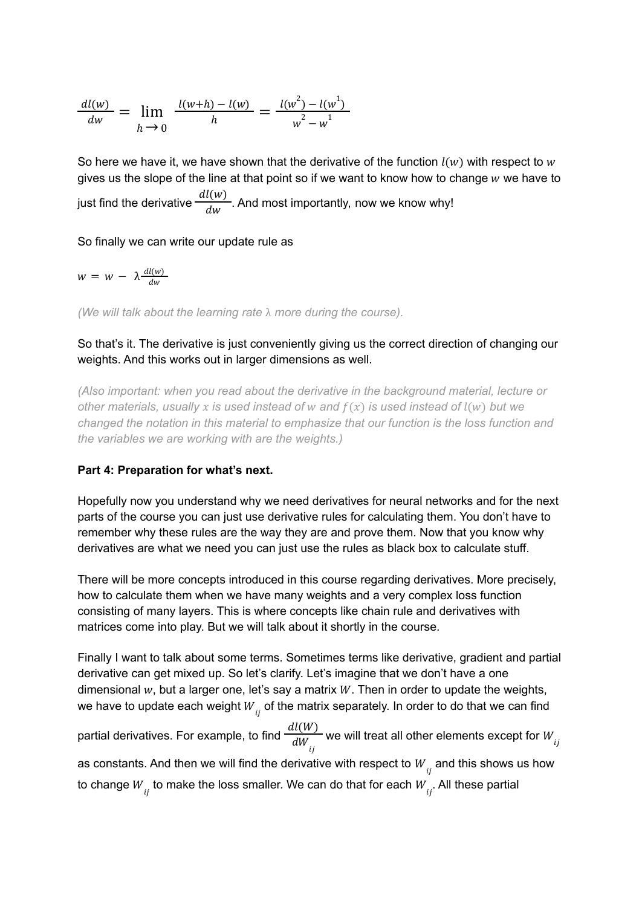$$\frac{dl(w)}{dw} = \lim_{h \to 0} \frac{l(w+h) - l(w)}{h} = \frac{l(w^2) - l(w^1)}{w^2 - w^1}$$

So here we have it, we have shown that the derivative of the function $l(w)$ with respect to $w$ gives us the slope of the line at that point so if we want to know how to change $w$ we have to just find the derivative $\frac{dl(w)}{dw}$. And most importantly, now we know why!

So finally we can write our update rule as

$$w = w - \lambda \frac{dl(w)}{dw}$$

*(We will talk about the learning rate λ more during the course).*

So that's it. The derivative is just conveniently giving us the correct direction of changing our weights. And this works out in larger dimensions as well.

*(Also important: when you read about the derivative in the background material, lecture or other materials, usually $x$ is used instead of $w$ and $f(x)$ is used instead of $l(w)$ but we changed the notation in this material to emphasize that our function is the loss function and the variables we are working with are the weights.)*

**Part 4: Preparation for what's next.**

Hopefully now you understand why we need derivatives for neural networks and for the next parts of the course you can just use derivative rules for calculating them. You don't have to remember why these rules are the way they are and prove them. Now that you know why derivatives are what we need you can just use the rules as black box to calculate stuff.

There will be more concepts introduced in this course regarding derivatives. More precisely, how to calculate them when we have many weights and a very complex loss function consisting of many layers. This is where concepts like chain rule and derivatives with matrices come into play. But we will talk about it shortly in the course.

Finally I want to talk about some terms. Sometimes terms like derivative, gradient and partial derivative can get mixed up. So let's clarify. Let's imagine that we don't have a one dimensional $w$, but a larger one, let's say a matrix $W$. Then in order to update the weights, we have to update each weight $W_{ij}$ of the matrix separately. In order to do that we can find partial derivatives. For example, to find $\frac{dl(W)}{dW_{ij}}$ we will treat all other elements except for $W_{ij}$ as constants. And then we will find the derivative with respect to $W_{ij}$ and this shows us how to change $W_{ij}$ to make the loss smaller. We can do that for each $W_{ij}$. All these partial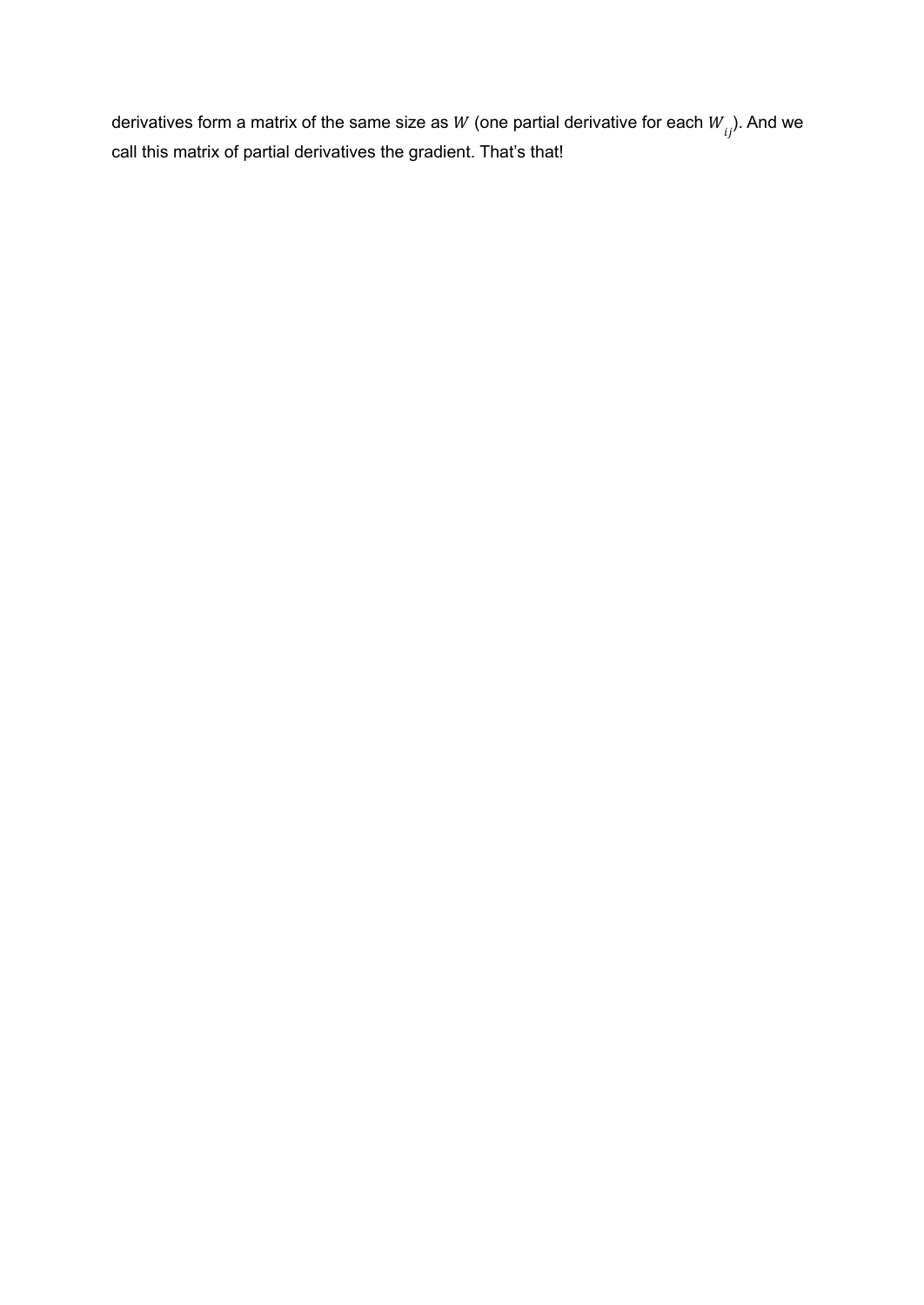derivatives form a matrix of the same size as $W$ (one partial derivative for each $W_{ij}$). And we call this matrix of partial derivatives the gradient. That's that!